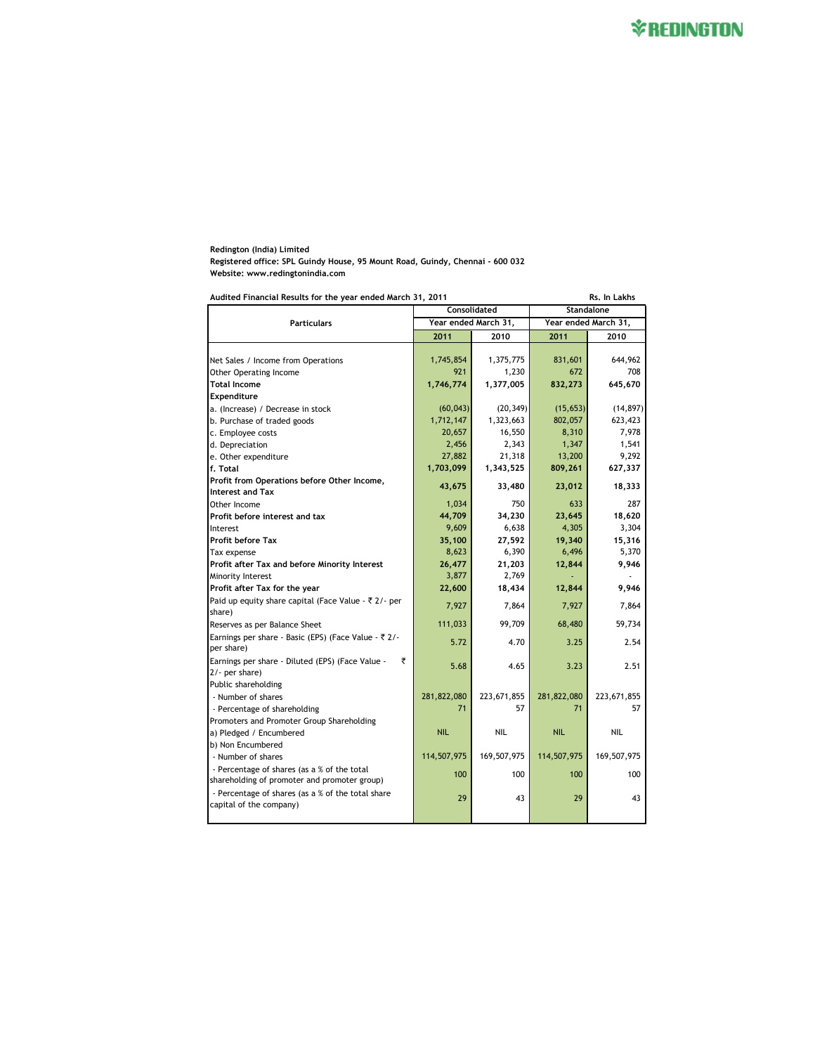**REDINGTON**

**Redington (India) Limited**
**Registered office: SPL Guindy House, 95 Mount Road, Guindy, Chennai - 600 032**
**Website: www.redingtonindia.com**

**Audited Financial Results for the year ended March 31, 2011** — Rs. In Lakhs

| Particulars | Consolidated | | Standalone | |
|---|---|---|---|---|
| | Year ended March 31, | | Year ended March 31, | |
| | 2011 | 2010 | 2011 | 2010 |
| Net Sales / Income from Operations | 1,745,854 | 1,375,775 | 831,601 | 644,962 |
| Other Operating Income | 921 | 1,230 | 672 | 708 |
| **Total Income** | **1,746,774** | **1,377,005** | **832,273** | **645,670** |
| **Expenditure** | | | | |
| a. (Increase) / Decrease in stock | (60,043) | (20,349) | (15,653) | (14,897) |
| b. Purchase of traded goods | 1,712,147 | 1,323,663 | 802,057 | 623,423 |
| c. Employee costs | 20,657 | 16,550 | 8,310 | 7,978 |
| d. Depreciation | 2,456 | 2,343 | 1,347 | 1,541 |
| e. Other expenditure | 27,882 | 21,318 | 13,200 | 9,292 |
| **f. Total** | **1,703,099** | **1,343,525** | **809,261** | **627,337** |
| **Profit from Operations before Other Income, Interest and Tax** | **43,675** | **33,480** | **23,012** | **18,333** |
| Other Income | 1,034 | 750 | 633 | 287 |
| **Profit before interest and tax** | **44,709** | **34,230** | **23,645** | **18,620** |
| Interest | 9,609 | 6,638 | 4,305 | 3,304 |
| **Profit before Tax** | **35,100** | **27,592** | **19,340** | **15,316** |
| Tax expense | 8,623 | 6,390 | 6,496 | 5,370 |
| **Profit after Tax and before Minority Interest** | **26,477** | **21,203** | **12,844** | **9,946** |
| Minority Interest | 3,877 | 2,769 | - | - |
| **Profit after Tax for the year** | **22,600** | **18,434** | **12,844** | **9,946** |
| Paid up equity share capital (Face Value - ₹ 2/- per share) | 7,927 | 7,864 | 7,927 | 7,864 |
| Reserves as per Balance Sheet | 111,033 | 99,709 | 68,480 | 59,734 |
| Earnings per share - Basic (EPS) (Face Value - ₹ 2/- per share) | 5.72 | 4.70 | 3.25 | 2.54 |
| Earnings per share - Diluted (EPS) (Face Value - ₹ 2/- per share) | 5.68 | 4.65 | 3.23 | 2.51 |
| Public shareholding | | | | |
| - Number of shares | 281,822,080 | 223,671,855 | 281,822,080 | 223,671,855 |
| - Percentage of shareholding | 71 | 57 | 71 | 57 |
| Promoters and Promoter Group Shareholding | | | | |
| a) Pledged / Encumbered | NIL | NIL | NIL | NIL |
| b) Non Encumbered | | | | |
| - Number of shares | 114,507,975 | 169,507,975 | 114,507,975 | 169,507,975 |
| - Percentage of shares (as a % of the total shareholding of promoter and promoter group) | 100 | 100 | 100 | 100 |
| - Percentage of shares (as a % of the total share capital of the company) | 29 | 43 | 29 | 43 |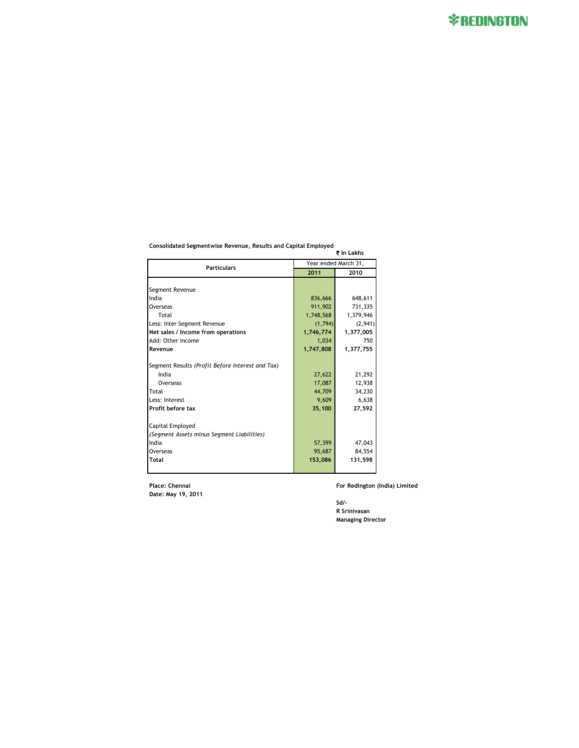**Consolidated Segmentwise Revenue, Results and Capital Employed**

₹ In Lakhs

| Particulars | Year ended March 31, | |
|---|---|---|
| | **2011** | **2010** |
| Segment Revenue | | |
| India | 836,666 | 648,611 |
| Overseas | 911,902 | 731,335 |
| Total | 1,748,568 | 1,379,946 |
| Less: Inter Segment Revenue | (1,794) | (2,941) |
| **Net sales / Income from operations** | **1,746,774** | **1,377,005** |
| Add: Other income | 1,034 | 750 |
| **Revenue** | **1,747,808** | **1,377,755** |
| Segment Results *(Profit Before Interest and Tax)* | | |
| India | 27,622 | 21,292 |
| Overseas | 17,087 | 12,938 |
| Total | 44,709 | 34,230 |
| Less: Interest | 9,609 | 6,638 |
| **Profit before tax** | **35,100** | **27,592** |
| Capital Employed | | |
| *(Segment Assets minus Segment Liabilities)* | | |
| India | 57,399 | 47,043 |
| Overseas | 95,687 | 84,554 |
| **Total** | **153,086** | **131,598** |

**Place: Chennai**
**Date: May 19, 2011**

**For Redington (India) Limited**

**Sd/-**
**R Srinivasan**
**Managing Director**